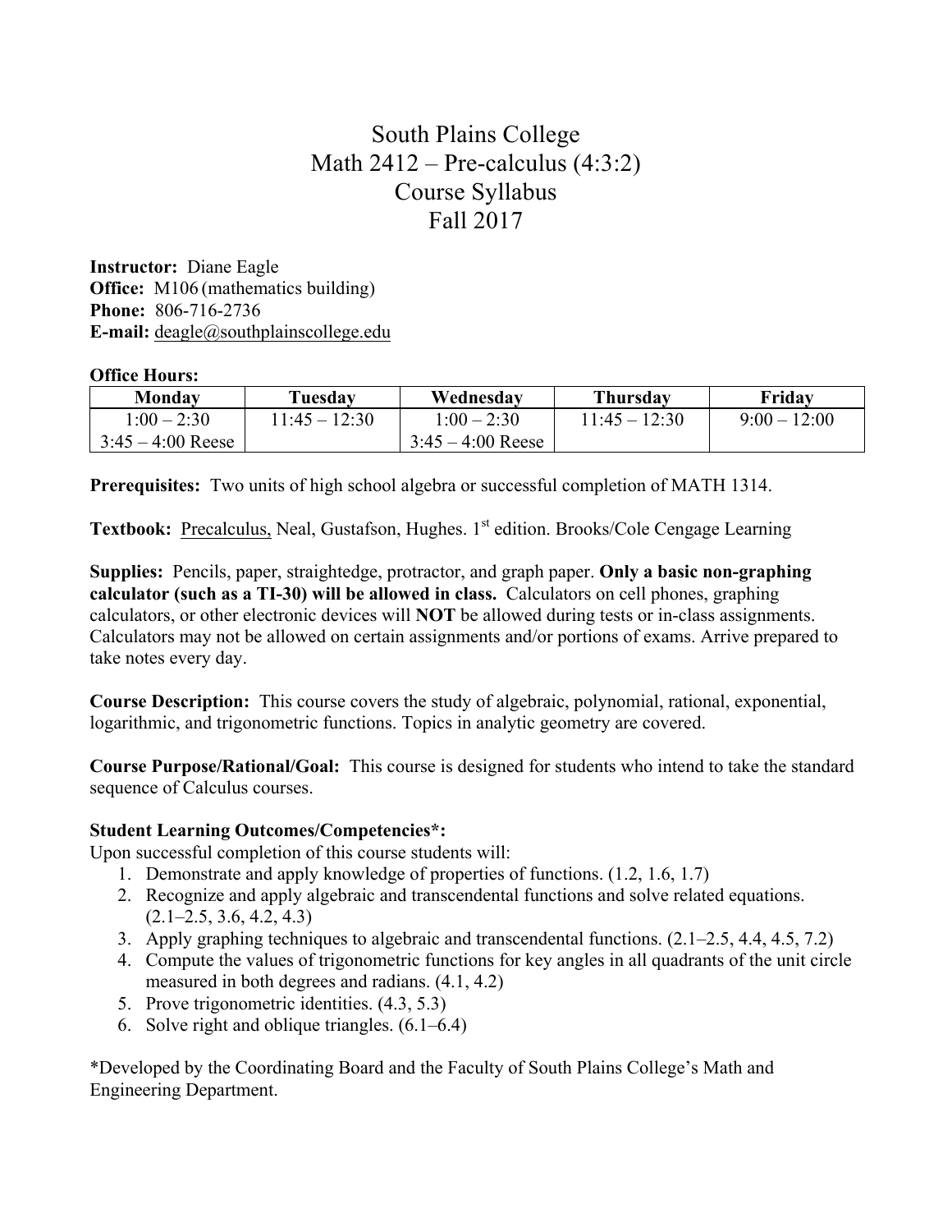# South Plains College
# Math 2412 – Pre-calculus (4:3:2)
# Course Syllabus
# Fall 2017

**Instructor:** Diane Eagle
**Office:** M106 (mathematics building)
**Phone:** 806-716-2736
**E-mail:** deagle@southplainscollege.edu

**Office Hours:**

| Monday | Tuesday | Wednesday | Thursday | Friday |
|---|---|---|---|---|
| 1:00 – 2:30<br>3:45 – 4:00 Reese | 11:45 – 12:30 | 1:00 – 2:30<br>3:45 – 4:00 Reese | 11:45 – 12:30 | 9:00 – 12:00 |

**Prerequisites:** Two units of high school algebra or successful completion of MATH 1314.

**Textbook:** Precalculus, Neal, Gustafson, Hughes. 1st edition. Brooks/Cole Cengage Learning

**Supplies:** Pencils, paper, straightedge, protractor, and graph paper. **Only a basic non-graphing calculator (such as a TI-30) will be allowed in class.** Calculators on cell phones, graphing calculators, or other electronic devices will **NOT** be allowed during tests or in-class assignments. Calculators may not be allowed on certain assignments and/or portions of exams. Arrive prepared to take notes every day.

**Course Description:** This course covers the study of algebraic, polynomial, rational, exponential, logarithmic, and trigonometric functions. Topics in analytic geometry are covered.

**Course Purpose/Rational/Goal:** This course is designed for students who intend to take the standard sequence of Calculus courses.

**Student Learning Outcomes/Competencies*:**

Upon successful completion of this course students will:

1. Demonstrate and apply knowledge of properties of functions. (1.2, 1.6, 1.7)
2. Recognize and apply algebraic and transcendental functions and solve related equations. (2.1–2.5, 3.6, 4.2, 4.3)
3. Apply graphing techniques to algebraic and transcendental functions. (2.1–2.5, 4.4, 4.5, 7.2)
4. Compute the values of trigonometric functions for key angles in all quadrants of the unit circle measured in both degrees and radians. (4.1, 4.2)
5. Prove trigonometric identities. (4.3, 5.3)
6. Solve right and oblique triangles. (6.1–6.4)

*Developed by the Coordinating Board and the Faculty of South Plains College's Math and Engineering Department.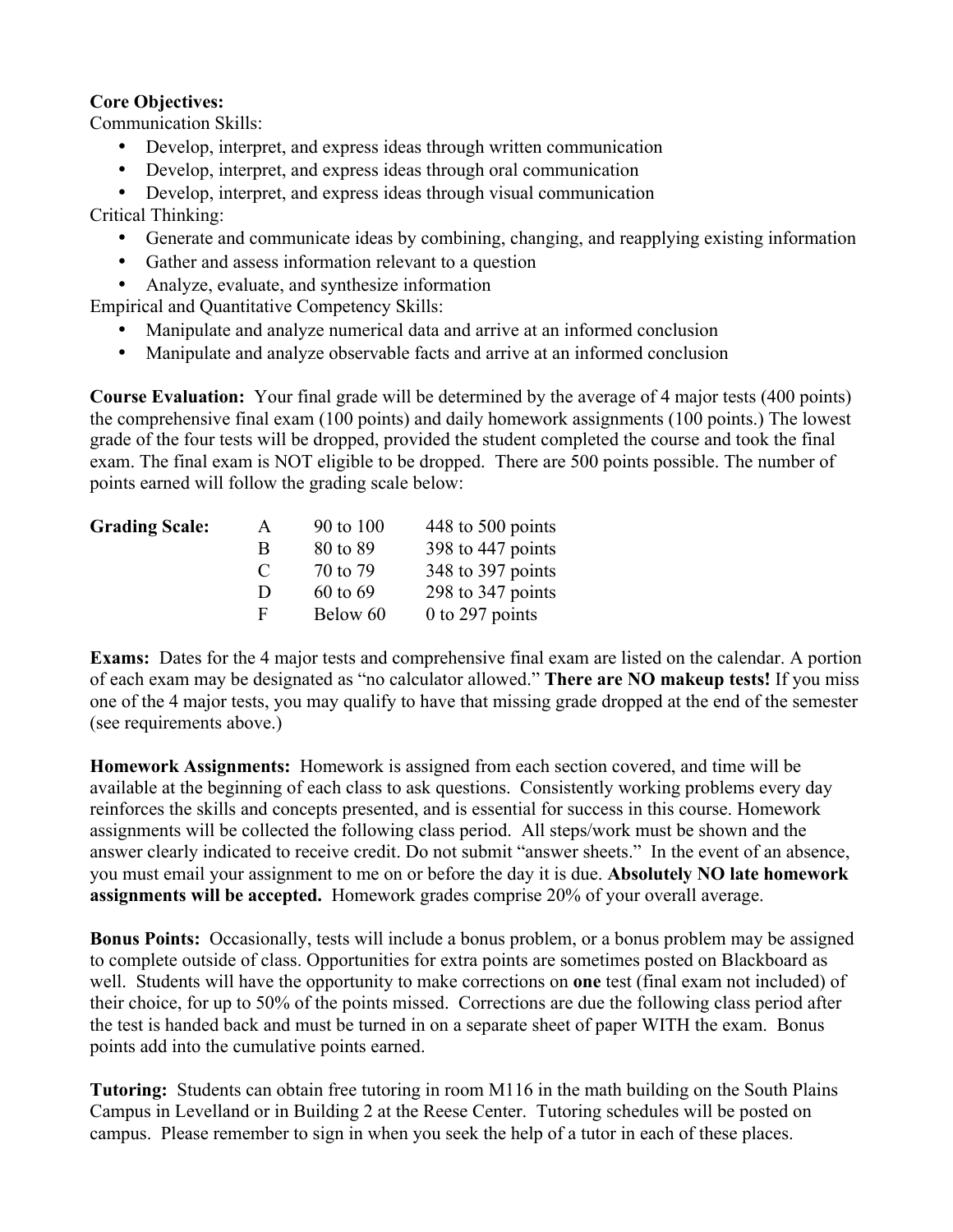**Core Objectives:**

Communication Skills:

- Develop, interpret, and express ideas through written communication
- Develop, interpret, and express ideas through oral communication
- Develop, interpret, and express ideas through visual communication

Critical Thinking:

- Generate and communicate ideas by combining, changing, and reapplying existing information
- Gather and assess information relevant to a question
- Analyze, evaluate, and synthesize information

Empirical and Quantitative Competency Skills:

- Manipulate and analyze numerical data and arrive at an informed conclusion
- Manipulate and analyze observable facts and arrive at an informed conclusion

**Course Evaluation:** Your final grade will be determined by the average of 4 major tests (400 points) the comprehensive final exam (100 points) and daily homework assignments (100 points.) The lowest grade of the four tests will be dropped, provided the student completed the course and took the final exam. The final exam is NOT eligible to be dropped. There are 500 points possible. The number of points earned will follow the grading scale below:

| **Grading Scale:** | | | |
|---|---|---|---|
| | A | 90 to 100 | 448 to 500 points |
| | B | 80 to 89 | 398 to 447 points |
| | C | 70 to 79 | 348 to 397 points |
| | D | 60 to 69 | 298 to 347 points |
| | F | Below 60 | 0 to 297 points |

**Exams:** Dates for the 4 major tests and comprehensive final exam are listed on the calendar. A portion of each exam may be designated as "no calculator allowed." **There are NO makeup tests!** If you miss one of the 4 major tests, you may qualify to have that missing grade dropped at the end of the semester (see requirements above.)

**Homework Assignments:** Homework is assigned from each section covered, and time will be available at the beginning of each class to ask questions. Consistently working problems every day reinforces the skills and concepts presented, and is essential for success in this course. Homework assignments will be collected the following class period. All steps/work must be shown and the answer clearly indicated to receive credit. Do not submit "answer sheets." In the event of an absence, you must email your assignment to me on or before the day it is due. **Absolutely NO late homework assignments will be accepted.** Homework grades comprise 20% of your overall average.

**Bonus Points:** Occasionally, tests will include a bonus problem, or a bonus problem may be assigned to complete outside of class. Opportunities for extra points are sometimes posted on Blackboard as well. Students will have the opportunity to make corrections on **one** test (final exam not included) of their choice, for up to 50% of the points missed. Corrections are due the following class period after the test is handed back and must be turned in on a separate sheet of paper WITH the exam. Bonus points add into the cumulative points earned.

**Tutoring:** Students can obtain free tutoring in room M116 in the math building on the South Plains Campus in Levelland or in Building 2 at the Reese Center. Tutoring schedules will be posted on campus. Please remember to sign in when you seek the help of a tutor in each of these places.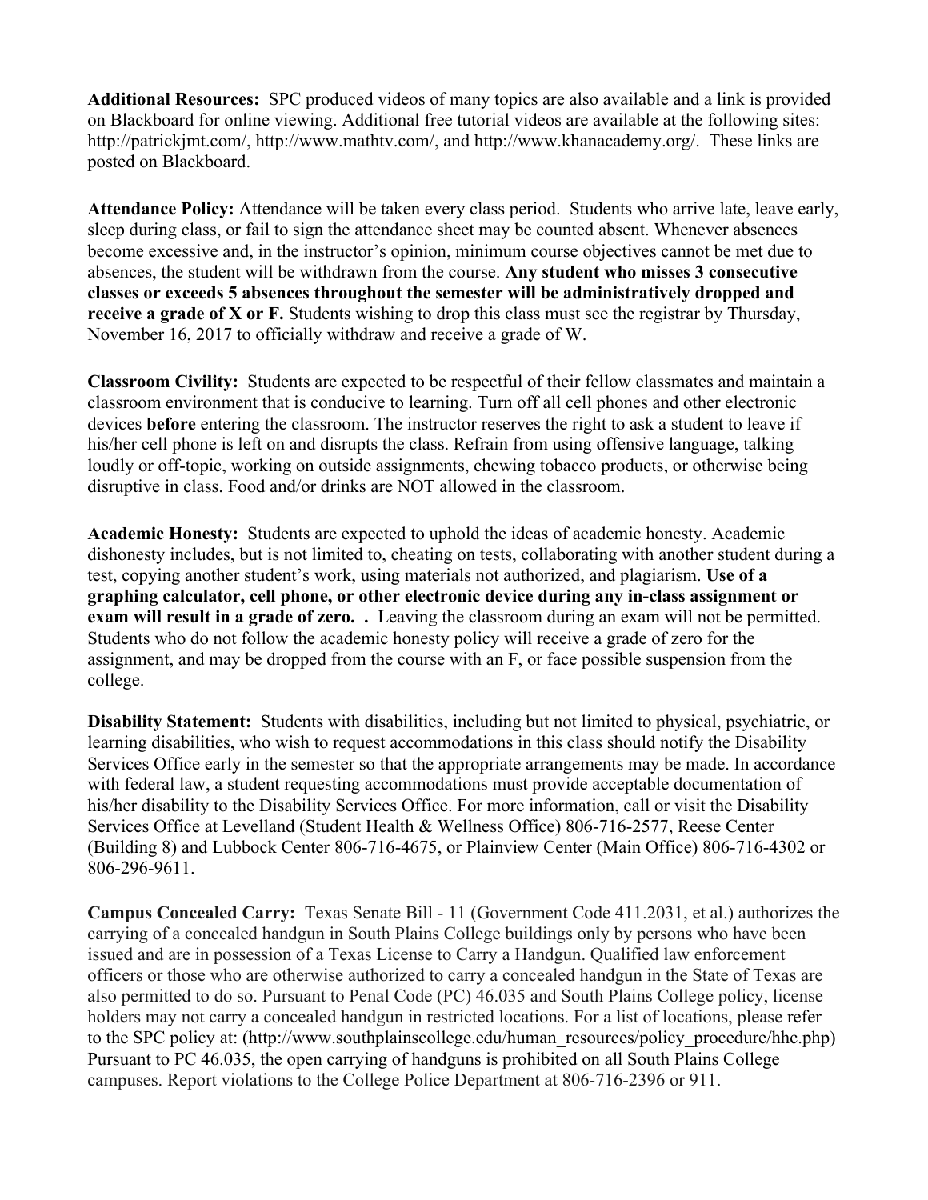**Additional Resources:** SPC produced videos of many topics are also available and a link is provided on Blackboard for online viewing. Additional free tutorial videos are available at the following sites: http://patrickjmt.com/, http://www.mathtv.com/, and http://www.khanacademy.org/. These links are posted on Blackboard.

**Attendance Policy:** Attendance will be taken every class period. Students who arrive late, leave early, sleep during class, or fail to sign the attendance sheet may be counted absent. Whenever absences become excessive and, in the instructor's opinion, minimum course objectives cannot be met due to absences, the student will be withdrawn from the course. **Any student who misses 3 consecutive classes or exceeds 5 absences throughout the semester will be administratively dropped and receive a grade of X or F.** Students wishing to drop this class must see the registrar by Thursday, November 16, 2017 to officially withdraw and receive a grade of W.

**Classroom Civility:** Students are expected to be respectful of their fellow classmates and maintain a classroom environment that is conducive to learning. Turn off all cell phones and other electronic devices **before** entering the classroom. The instructor reserves the right to ask a student to leave if his/her cell phone is left on and disrupts the class. Refrain from using offensive language, talking loudly or off-topic, working on outside assignments, chewing tobacco products, or otherwise being disruptive in class. Food and/or drinks are NOT allowed in the classroom.

**Academic Honesty:** Students are expected to uphold the ideas of academic honesty. Academic dishonesty includes, but is not limited to, cheating on tests, collaborating with another student during a test, copying another student's work, using materials not authorized, and plagiarism. **Use of a graphing calculator, cell phone, or other electronic device during any in-class assignment or exam will result in a grade of zero. .** Leaving the classroom during an exam will not be permitted. Students who do not follow the academic honesty policy will receive a grade of zero for the assignment, and may be dropped from the course with an F, or face possible suspension from the college.

**Disability Statement:** Students with disabilities, including but not limited to physical, psychiatric, or learning disabilities, who wish to request accommodations in this class should notify the Disability Services Office early in the semester so that the appropriate arrangements may be made. In accordance with federal law, a student requesting accommodations must provide acceptable documentation of his/her disability to the Disability Services Office. For more information, call or visit the Disability Services Office at Levelland (Student Health & Wellness Office) 806-716-2577, Reese Center (Building 8) and Lubbock Center 806-716-4675, or Plainview Center (Main Office) 806-716-4302 or 806-296-9611.

**Campus Concealed Carry:** Texas Senate Bill - 11 (Government Code 411.2031, et al.) authorizes the carrying of a concealed handgun in South Plains College buildings only by persons who have been issued and are in possession of a Texas License to Carry a Handgun. Qualified law enforcement officers or those who are otherwise authorized to carry a concealed handgun in the State of Texas are also permitted to do so. Pursuant to Penal Code (PC) 46.035 and South Plains College policy, license holders may not carry a concealed handgun in restricted locations. For a list of locations, please refer to the SPC policy at: (http://www.southplainscollege.edu/human_resources/policy_procedure/hhc.php) Pursuant to PC 46.035, the open carrying of handguns is prohibited on all South Plains College campuses. Report violations to the College Police Department at 806-716-2396 or 911.